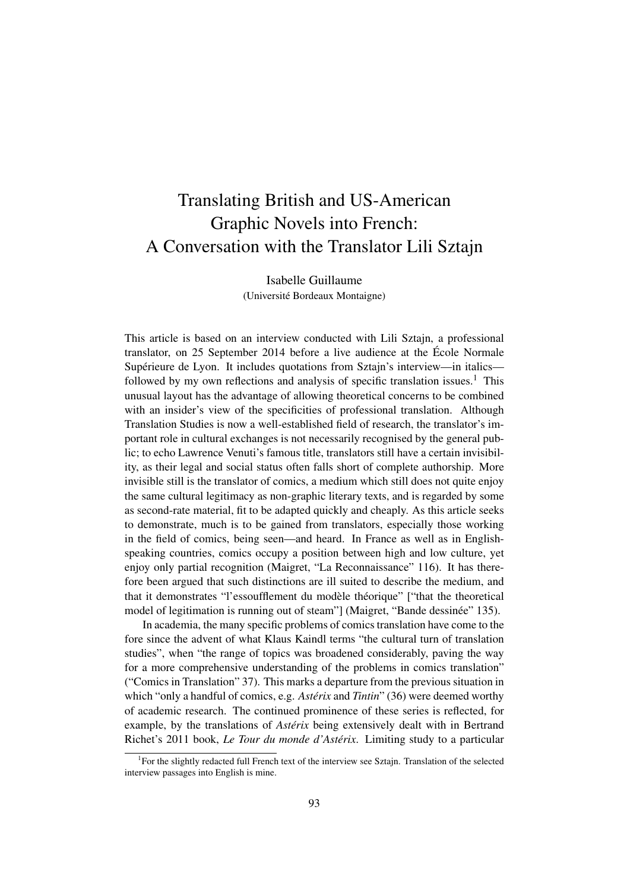# Translating British and US-American Graphic Novels into French: A Conversation with the Translator Lili Sztajn

Isabelle Guillaume
(Université Bordeaux Montaigne)

This article is based on an interview conducted with Lili Sztajn, a professional translator, on 25 September 2014 before a live audience at the École Normale Supérieure de Lyon. It includes quotations from Sztajn's interview—in italics—followed by my own reflections and analysis of specific translation issues.[1] This unusual layout has the advantage of allowing theoretical concerns to be combined with an insider's view of the specificities of professional translation. Although Translation Studies is now a well-established field of research, the translator's important role in cultural exchanges is not necessarily recognised by the general public; to echo Lawrence Venuti's famous title, translators still have a certain invisibility, as their legal and social status often falls short of complete authorship. More invisible still is the translator of comics, a medium which still does not quite enjoy the same cultural legitimacy as non-graphic literary texts, and is regarded by some as second-rate material, fit to be adapted quickly and cheaply. As this article seeks to demonstrate, much is to be gained from translators, especially those working in the field of comics, being seen—and heard. In France as well as in English-speaking countries, comics occupy a position between high and low culture, yet enjoy only partial recognition (Maigret, "La Reconnaissance" 116). It has therefore been argued that such distinctions are ill suited to describe the medium, and that it demonstrates "l'essoufflement du modèle théorique" ["that the theoretical model of legitimation is running out of steam"] (Maigret, "Bande dessinée" 135).

In academia, the many specific problems of comics translation have come to the fore since the advent of what Klaus Kaindl terms "the cultural turn of translation studies", when "the range of topics was broadened considerably, paving the way for a more comprehensive understanding of the problems in comics translation" ("Comics in Translation" 37). This marks a departure from the previous situation in which "only a handful of comics, e.g. *Astérix* and *Tintin*" (36) were deemed worthy of academic research. The continued prominence of these series is reflected, for example, by the translations of *Astérix* being extensively dealt with in Bertrand Richet's 2011 book, *Le Tour du monde d'Astérix*. Limiting study to a particular

[1] For the slightly redacted full French text of the interview see Sztajn. Translation of the selected interview passages into English is mine.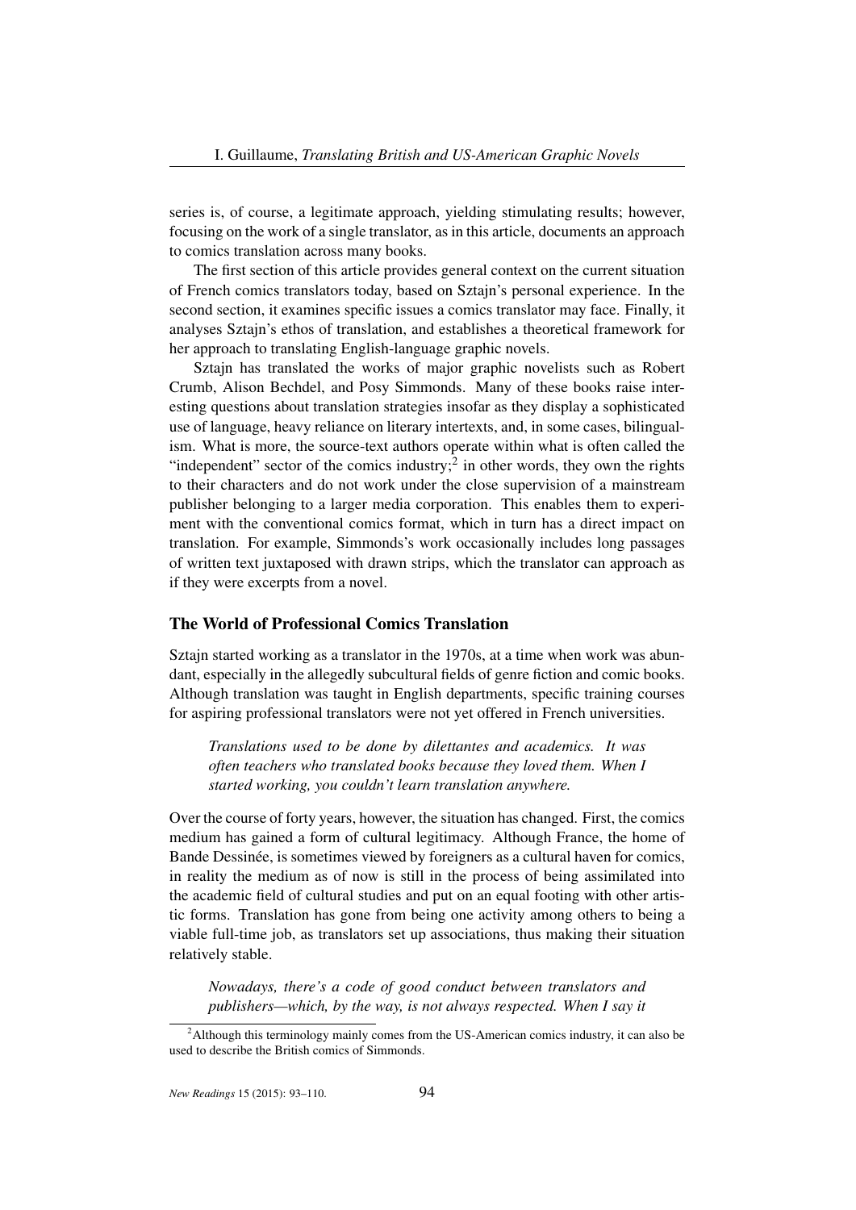series is, of course, a legitimate approach, yielding stimulating results; however, focusing on the work of a single translator, as in this article, documents an approach to comics translation across many books.

The first section of this article provides general context on the current situation of French comics translators today, based on Sztajn's personal experience. In the second section, it examines specific issues a comics translator may face. Finally, it analyses Sztajn's ethos of translation, and establishes a theoretical framework for her approach to translating English-language graphic novels.

Sztajn has translated the works of major graphic novelists such as Robert Crumb, Alison Bechdel, and Posy Simmonds. Many of these books raise interesting questions about translation strategies insofar as they display a sophisticated use of language, heavy reliance on literary intertexts, and, in some cases, bilingualism. What is more, the source-text authors operate within what is often called the "independent" sector of the comics industry;[2] in other words, they own the rights to their characters and do not work under the close supervision of a mainstream publisher belonging to a larger media corporation. This enables them to experiment with the conventional comics format, which in turn has a direct impact on translation. For example, Simmonds's work occasionally includes long passages of written text juxtaposed with drawn strips, which the translator can approach as if they were excerpts from a novel.

## The World of Professional Comics Translation

Sztajn started working as a translator in the 1970s, at a time when work was abundant, especially in the allegedly subcultural fields of genre fiction and comic books. Although translation was taught in English departments, specific training courses for aspiring professional translators were not yet offered in French universities.

> *Translations used to be done by dilettantes and academics. It was often teachers who translated books because they loved them. When I started working, you couldn't learn translation anywhere.*

Over the course of forty years, however, the situation has changed. First, the comics medium has gained a form of cultural legitimacy. Although France, the home of Bande Dessinée, is sometimes viewed by foreigners as a cultural haven for comics, in reality the medium as of now is still in the process of being assimilated into the academic field of cultural studies and put on an equal footing with other artistic forms. Translation has gone from being one activity among others to being a viable full-time job, as translators set up associations, thus making their situation relatively stable.

> *Nowadays, there's a code of good conduct between translators and publishers—which, by the way, is not always respected. When I say it*

[2] Although this terminology mainly comes from the US-American comics industry, it can also be used to describe the British comics of Simmonds.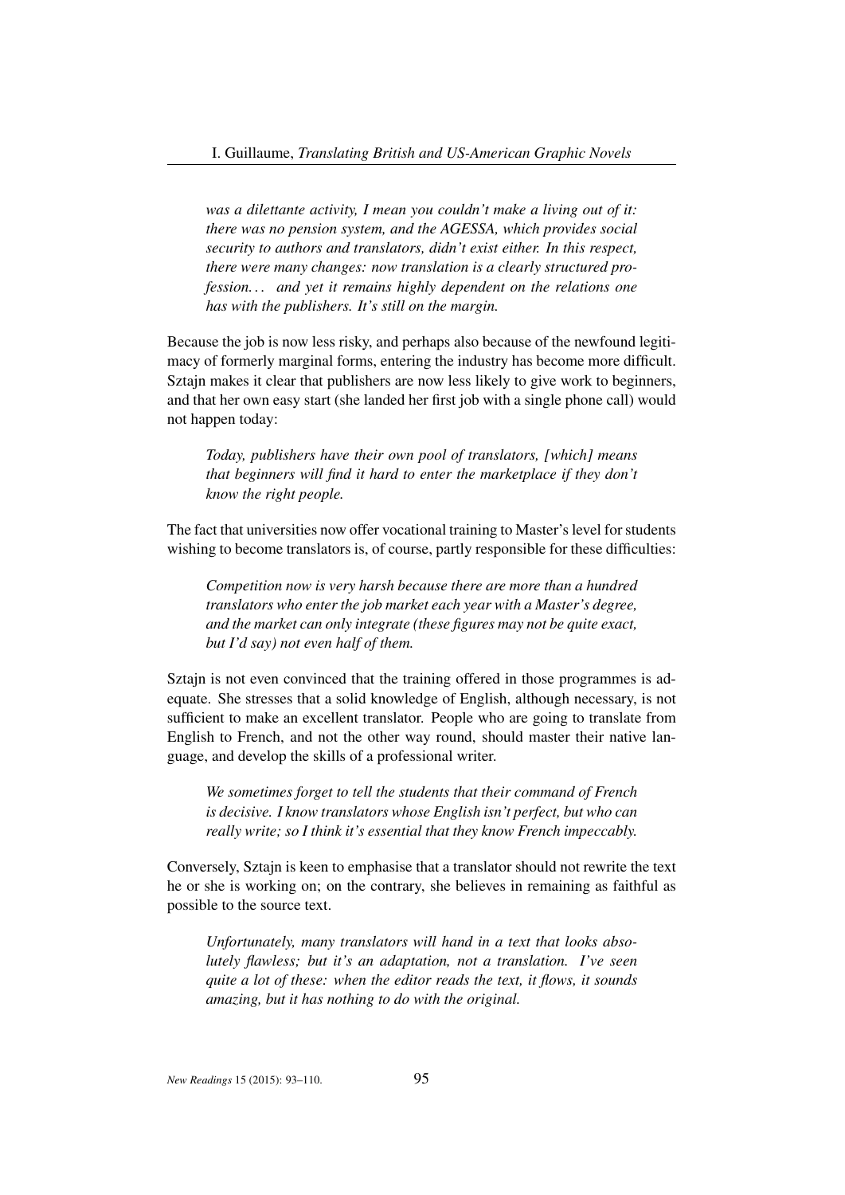*was a dilettante activity, I mean you couldn't make a living out of it: there was no pension system, and the AGESSA, which provides social security to authors and translators, didn't exist either. In this respect, there were many changes: now translation is a clearly structured profession... and yet it remains highly dependent on the relations one has with the publishers. It's still on the margin.*

Because the job is now less risky, and perhaps also because of the newfound legitimacy of formerly marginal forms, entering the industry has become more difficult. Sztajn makes it clear that publishers are now less likely to give work to beginners, and that her own easy start (she landed her first job with a single phone call) would not happen today:

*Today, publishers have their own pool of translators, [which] means that beginners will find it hard to enter the marketplace if they don't know the right people.*

The fact that universities now offer vocational training to Master's level for students wishing to become translators is, of course, partly responsible for these difficulties:

*Competition now is very harsh because there are more than a hundred translators who enter the job market each year with a Master's degree, and the market can only integrate (these figures may not be quite exact, but I'd say) not even half of them.*

Sztajn is not even convinced that the training offered in those programmes is adequate. She stresses that a solid knowledge of English, although necessary, is not sufficient to make an excellent translator. People who are going to translate from English to French, and not the other way round, should master their native language, and develop the skills of a professional writer.

*We sometimes forget to tell the students that their command of French is decisive. I know translators whose English isn't perfect, but who can really write; so I think it's essential that they know French impeccably.*

Conversely, Sztajn is keen to emphasise that a translator should not rewrite the text he or she is working on; on the contrary, she believes in remaining as faithful as possible to the source text.

*Unfortunately, many translators will hand in a text that looks absolutely flawless; but it's an adaptation, not a translation. I've seen quite a lot of these: when the editor reads the text, it flows, it sounds amazing, but it has nothing to do with the original.*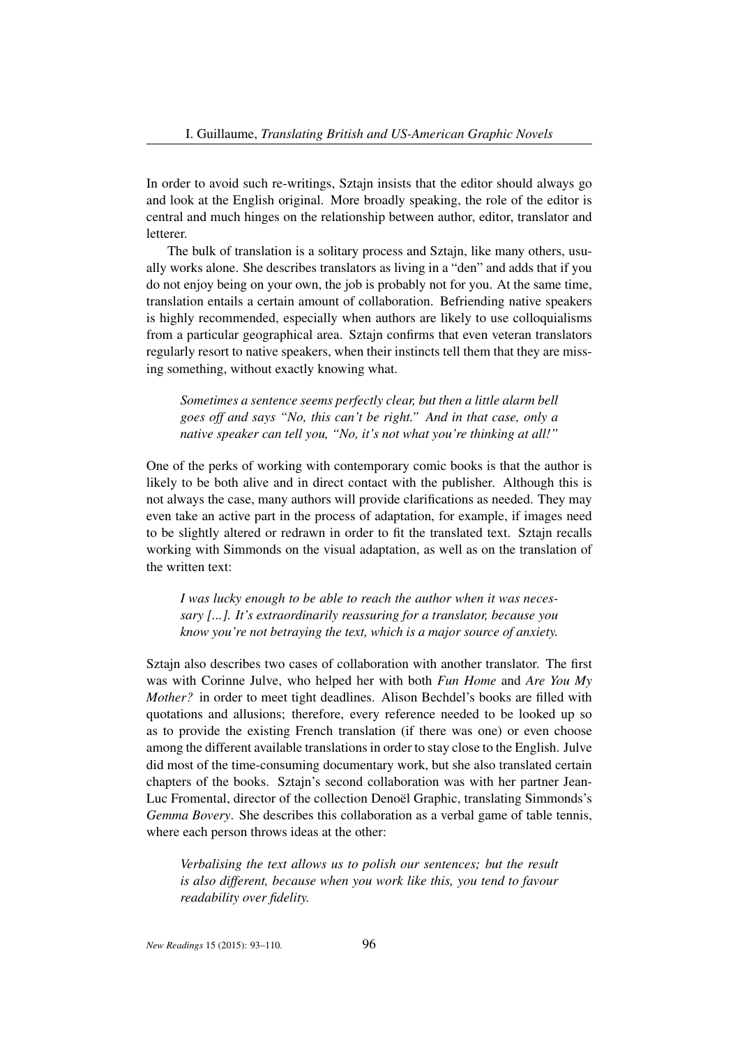In order to avoid such re-writings, Sztajn insists that the editor should always go and look at the English original. More broadly speaking, the role of the editor is central and much hinges on the relationship between author, editor, translator and letterer.

The bulk of translation is a solitary process and Sztajn, like many others, usually works alone. She describes translators as living in a "den" and adds that if you do not enjoy being on your own, the job is probably not for you. At the same time, translation entails a certain amount of collaboration. Befriending native speakers is highly recommended, especially when authors are likely to use colloquialisms from a particular geographical area. Sztajn confirms that even veteran translators regularly resort to native speakers, when their instincts tell them that they are missing something, without exactly knowing what.

> *Sometimes a sentence seems perfectly clear, but then a little alarm bell goes off and says "No, this can't be right." And in that case, only a native speaker can tell you, "No, it's not what you're thinking at all!"*

One of the perks of working with contemporary comic books is that the author is likely to be both alive and in direct contact with the publisher. Although this is not always the case, many authors will provide clarifications as needed. They may even take an active part in the process of adaptation, for example, if images need to be slightly altered or redrawn in order to fit the translated text. Sztajn recalls working with Simmonds on the visual adaptation, as well as on the translation of the written text:

> *I was lucky enough to be able to reach the author when it was necessary [...]. It's extraordinarily reassuring for a translator, because you know you're not betraying the text, which is a major source of anxiety.*

Sztajn also describes two cases of collaboration with another translator. The first was with Corinne Julve, who helped her with both *Fun Home* and *Are You My Mother?* in order to meet tight deadlines. Alison Bechdel's books are filled with quotations and allusions; therefore, every reference needed to be looked up so as to provide the existing French translation (if there was one) or even choose among the different available translations in order to stay close to the English. Julve did most of the time-consuming documentary work, but she also translated certain chapters of the books. Sztajn's second collaboration was with her partner Jean-Luc Fromental, director of the collection Denoël Graphic, translating Simmonds's *Gemma Bovery*. She describes this collaboration as a verbal game of table tennis, where each person throws ideas at the other:

> *Verbalising the text allows us to polish our sentences; but the result is also different, because when you work like this, you tend to favour readability over fidelity.*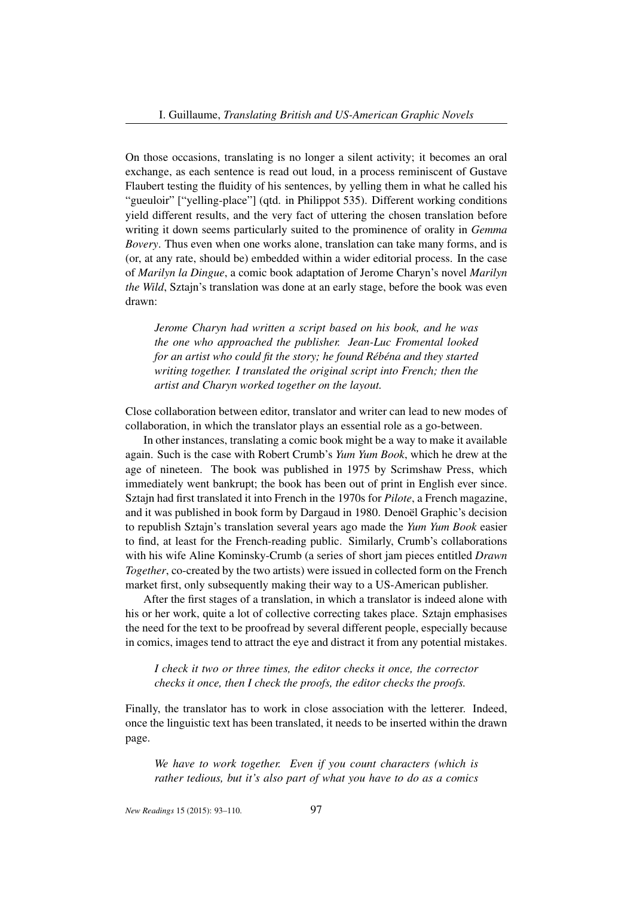On those occasions, translating is no longer a silent activity; it becomes an oral exchange, as each sentence is read out loud, in a process reminiscent of Gustave Flaubert testing the fluidity of his sentences, by yelling them in what he called his "gueuloir" ["yelling-place"] (qtd. in Philippot 535). Different working conditions yield different results, and the very fact of uttering the chosen translation before writing it down seems particularly suited to the prominence of orality in *Gemma Bovery*. Thus even when one works alone, translation can take many forms, and is (or, at any rate, should be) embedded within a wider editorial process. In the case of *Marilyn la Dingue*, a comic book adaptation of Jerome Charyn's novel *Marilyn the Wild*, Sztajn's translation was done at an early stage, before the book was even drawn:

> *Jerome Charyn had written a script based on his book, and he was the one who approached the publisher. Jean-Luc Fromental looked for an artist who could fit the story; he found Rébéna and they started writing together. I translated the original script into French; then the artist and Charyn worked together on the layout.*

Close collaboration between editor, translator and writer can lead to new modes of collaboration, in which the translator plays an essential role as a go-between.

In other instances, translating a comic book might be a way to make it available again. Such is the case with Robert Crumb's *Yum Yum Book*, which he drew at the age of nineteen. The book was published in 1975 by Scrimshaw Press, which immediately went bankrupt; the book has been out of print in English ever since. Sztajn had first translated it into French in the 1970s for *Pilote*, a French magazine, and it was published in book form by Dargaud in 1980. Denoël Graphic's decision to republish Sztajn's translation several years ago made the *Yum Yum Book* easier to find, at least for the French-reading public. Similarly, Crumb's collaborations with his wife Aline Kominsky-Crumb (a series of short jam pieces entitled *Drawn Together*, co-created by the two artists) were issued in collected form on the French market first, only subsequently making their way to a US-American publisher.

After the first stages of a translation, in which a translator is indeed alone with his or her work, quite a lot of collective correcting takes place. Sztajn emphasises the need for the text to be proofread by several different people, especially because in comics, images tend to attract the eye and distract it from any potential mistakes.

> *I check it two or three times, the editor checks it once, the corrector checks it once, then I check the proofs, the editor checks the proofs.*

Finally, the translator has to work in close association with the letterer. Indeed, once the linguistic text has been translated, it needs to be inserted within the drawn page.

> *We have to work together. Even if you count characters (which is rather tedious, but it's also part of what you have to do as a comics*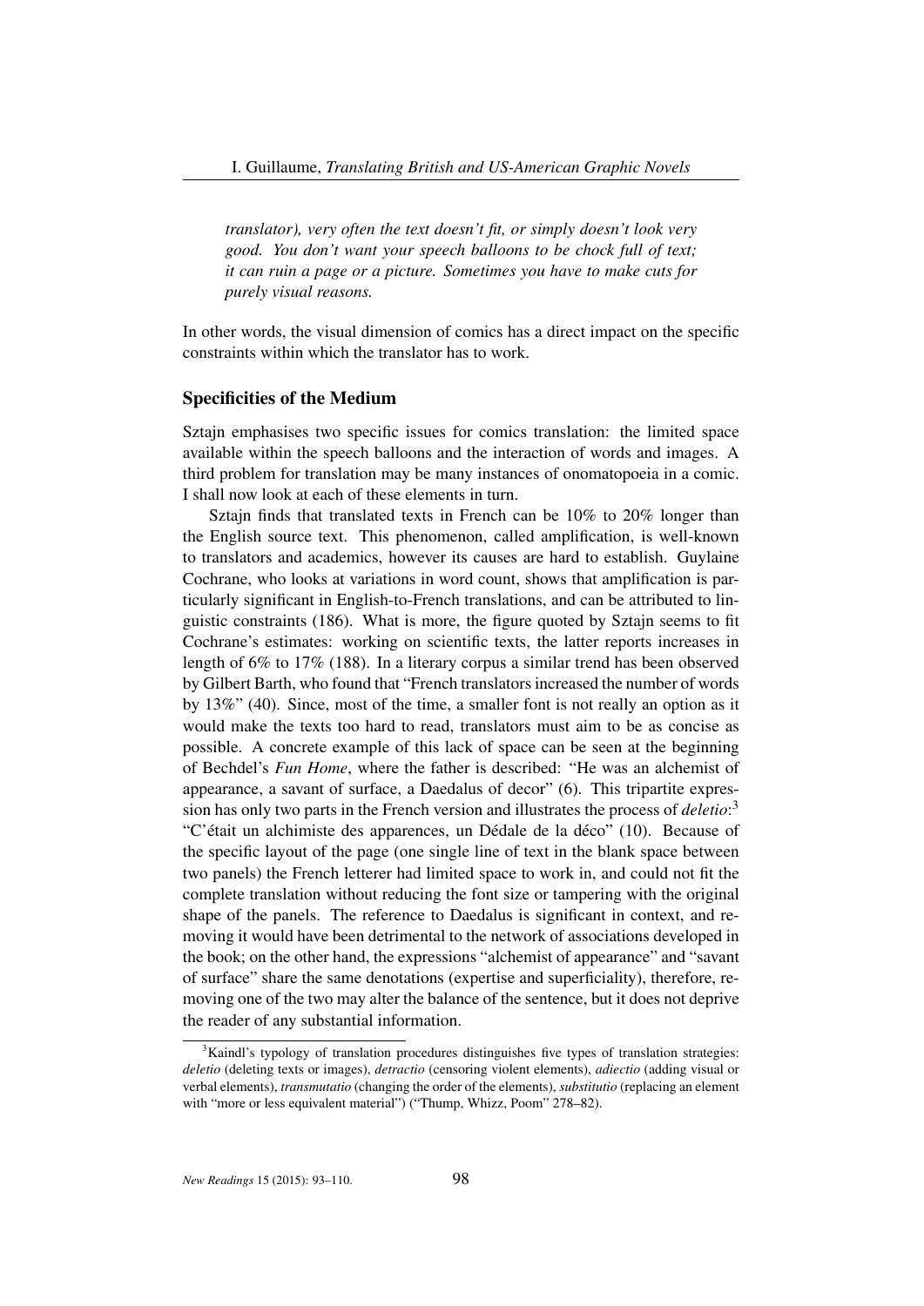*translator), very often the text doesn't fit, or simply doesn't look very good. You don't want your speech balloons to be chock full of text; it can ruin a page or a picture. Sometimes you have to make cuts for purely visual reasons.*

In other words, the visual dimension of comics has a direct impact on the specific constraints within which the translator has to work.

## Specificities of the Medium

Sztajn emphasises two specific issues for comics translation: the limited space available within the speech balloons and the interaction of words and images. A third problem for translation may be many instances of onomatopoeia in a comic. I shall now look at each of these elements in turn.

Sztajn finds that translated texts in French can be 10% to 20% longer than the English source text. This phenomenon, called amplification, is well-known to translators and academics, however its causes are hard to establish. Guylaine Cochrane, who looks at variations in word count, shows that amplification is particularly significant in English-to-French translations, and can be attributed to linguistic constraints (186). What is more, the figure quoted by Sztajn seems to fit Cochrane's estimates: working on scientific texts, the latter reports increases in length of 6% to 17% (188). In a literary corpus a similar trend has been observed by Gilbert Barth, who found that "French translators increased the number of words by 13%" (40). Since, most of the time, a smaller font is not really an option as it would make the texts too hard to read, translators must aim to be as concise as possible. A concrete example of this lack of space can be seen at the beginning of Bechdel's *Fun Home*, where the father is described: "He was an alchemist of appearance, a savant of surface, a Daedalus of decor" (6). This tripartite expression has only two parts in the French version and illustrates the process of *deletio*:[3] "C'était un alchimiste des apparences, un Dédale de la déco" (10). Because of the specific layout of the page (one single line of text in the blank space between two panels) the French letterer had limited space to work in, and could not fit the complete translation without reducing the font size or tampering with the original shape of the panels. The reference to Daedalus is significant in context, and removing it would have been detrimental to the network of associations developed in the book; on the other hand, the expressions "alchemist of appearance" and "savant of surface" share the same denotations (expertise and superficiality), therefore, removing one of the two may alter the balance of the sentence, but it does not deprive the reader of any substantial information.

[3] Kaindl's typology of translation procedures distinguishes five types of translation strategies: *deletio* (deleting texts or images), *detractio* (censoring violent elements), *adiectio* (adding visual or verbal elements), *transmutatio* (changing the order of the elements), *substitutio* (replacing an element with "more or less equivalent material") ("Thump, Whizz, Poom" 278–82).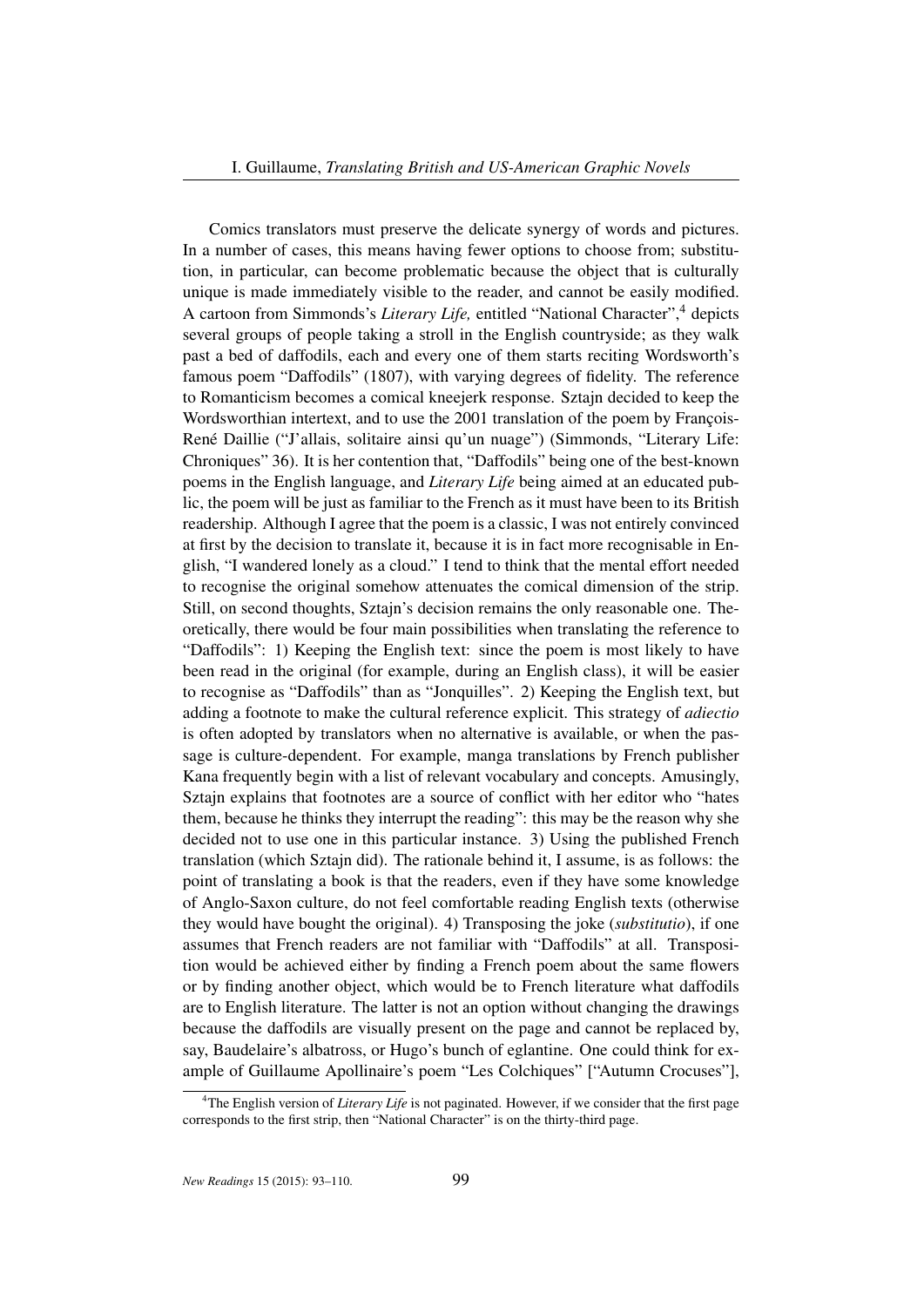Comics translators must preserve the delicate synergy of words and pictures. In a number of cases, this means having fewer options to choose from; substitution, in particular, can become problematic because the object that is culturally unique is made immediately visible to the reader, and cannot be easily modified. A cartoon from Simmonds's *Literary Life,* entitled "National Character",[4] depicts several groups of people taking a stroll in the English countryside; as they walk past a bed of daffodils, each and every one of them starts reciting Wordsworth's famous poem "Daffodils" (1807), with varying degrees of fidelity. The reference to Romanticism becomes a comical kneejerk response. Sztajn decided to keep the Wordsworthian intertext, and to use the 2001 translation of the poem by François-René Daillie ("J'allais, solitaire ainsi qu'un nuage") (Simmonds, "Literary Life: Chroniques" 36). It is her contention that, "Daffodils" being one of the best-known poems in the English language, and *Literary Life* being aimed at an educated public, the poem will be just as familiar to the French as it must have been to its British readership. Although I agree that the poem is a classic, I was not entirely convinced at first by the decision to translate it, because it is in fact more recognisable in English, "I wandered lonely as a cloud." I tend to think that the mental effort needed to recognise the original somehow attenuates the comical dimension of the strip. Still, on second thoughts, Sztajn's decision remains the only reasonable one. Theoretically, there would be four main possibilities when translating the reference to "Daffodils": 1) Keeping the English text: since the poem is most likely to have been read in the original (for example, during an English class), it will be easier to recognise as "Daffodils" than as "Jonquilles". 2) Keeping the English text, but adding a footnote to make the cultural reference explicit. This strategy of *adiectio* is often adopted by translators when no alternative is available, or when the passage is culture-dependent. For example, manga translations by French publisher Kana frequently begin with a list of relevant vocabulary and concepts. Amusingly, Sztajn explains that footnotes are a source of conflict with her editor who "hates them, because he thinks they interrupt the reading": this may be the reason why she decided not to use one in this particular instance. 3) Using the published French translation (which Sztajn did). The rationale behind it, I assume, is as follows: the point of translating a book is that the readers, even if they have some knowledge of Anglo-Saxon culture, do not feel comfortable reading English texts (otherwise they would have bought the original). 4) Transposing the joke (*substitutio*), if one assumes that French readers are not familiar with "Daffodils" at all. Transposition would be achieved either by finding a French poem about the same flowers or by finding another object, which would be to French literature what daffodils are to English literature. The latter is not an option without changing the drawings because the daffodils are visually present on the page and cannot be replaced by, say, Baudelaire's albatross, or Hugo's bunch of eglantine. One could think for example of Guillaume Apollinaire's poem "Les Colchiques" ["Autumn Crocuses"],

[4] The English version of *Literary Life* is not paginated. However, if we consider that the first page corresponds to the first strip, then "National Character" is on the thirty-third page.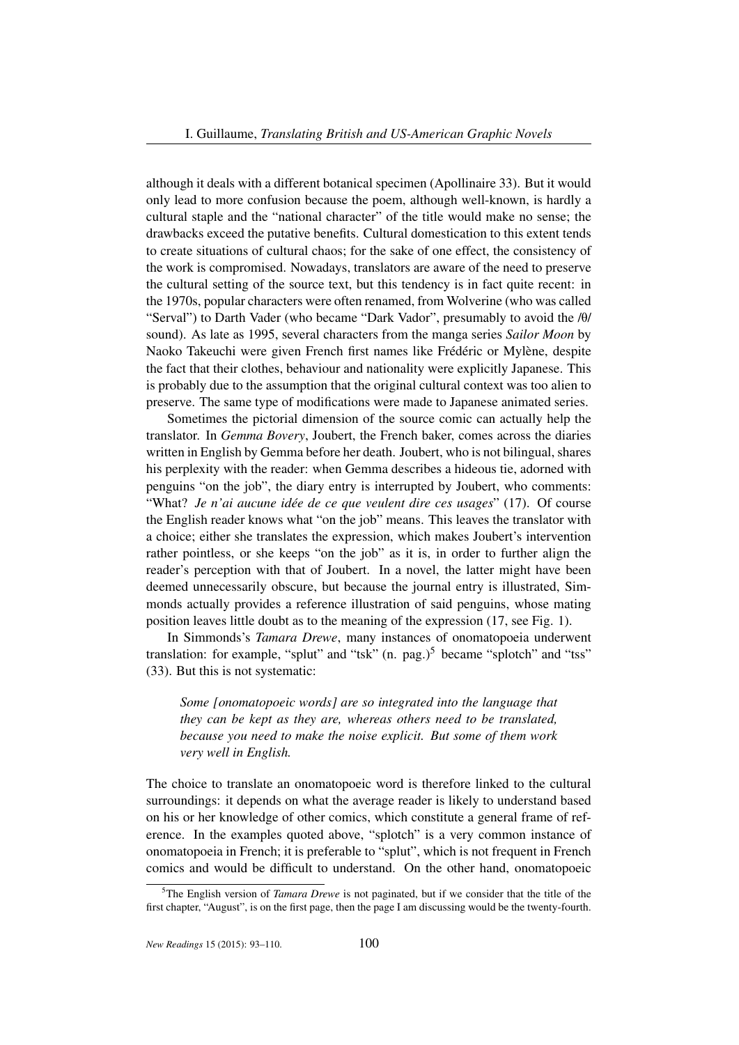although it deals with a different botanical specimen (Apollinaire 33). But it would only lead to more confusion because the poem, although well-known, is hardly a cultural staple and the "national character" of the title would make no sense; the drawbacks exceed the putative benefits. Cultural domestication to this extent tends to create situations of cultural chaos; for the sake of one effect, the consistency of the work is compromised. Nowadays, translators are aware of the need to preserve the cultural setting of the source text, but this tendency is in fact quite recent: in the 1970s, popular characters were often renamed, from Wolverine (who was called "Serval") to Darth Vader (who became "Dark Vador", presumably to avoid the /θ/ sound). As late as 1995, several characters from the manga series *Sailor Moon* by Naoko Takeuchi were given French first names like Frédéric or Mylène, despite the fact that their clothes, behaviour and nationality were explicitly Japanese. This is probably due to the assumption that the original cultural context was too alien to preserve. The same type of modifications were made to Japanese animated series.

Sometimes the pictorial dimension of the source comic can actually help the translator. In *Gemma Bovery*, Joubert, the French baker, comes across the diaries written in English by Gemma before her death. Joubert, who is not bilingual, shares his perplexity with the reader: when Gemma describes a hideous tie, adorned with penguins "on the job", the diary entry is interrupted by Joubert, who comments: "What? *Je n'ai aucune idée de ce que veulent dire ces usages*" (17). Of course the English reader knows what "on the job" means. This leaves the translator with a choice; either she translates the expression, which makes Joubert's intervention rather pointless, or she keeps "on the job" as it is, in order to further align the reader's perception with that of Joubert. In a novel, the latter might have been deemed unnecessarily obscure, but because the journal entry is illustrated, Simmonds actually provides a reference illustration of said penguins, whose mating position leaves little doubt as to the meaning of the expression (17, see Fig. 1).

In Simmonds's *Tamara Drewe*, many instances of onomatopoeia underwent translation: for example, "splut" and "tsk" (n. pag.)[5] became "splotch" and "tss" (33). But this is not systematic:

> *Some [onomatopoeic words] are so integrated into the language that they can be kept as they are, whereas others need to be translated, because you need to make the noise explicit. But some of them work very well in English.*

The choice to translate an onomatopoeic word is therefore linked to the cultural surroundings: it depends on what the average reader is likely to understand based on his or her knowledge of other comics, which constitute a general frame of reference. In the examples quoted above, "splotch" is a very common instance of onomatopoeia in French; it is preferable to "splut", which is not frequent in French comics and would be difficult to understand. On the other hand, onomatopoeic

[5] The English version of *Tamara Drewe* is not paginated, but if we consider that the title of the first chapter, "August", is on the first page, then the page I am discussing would be the twenty-fourth.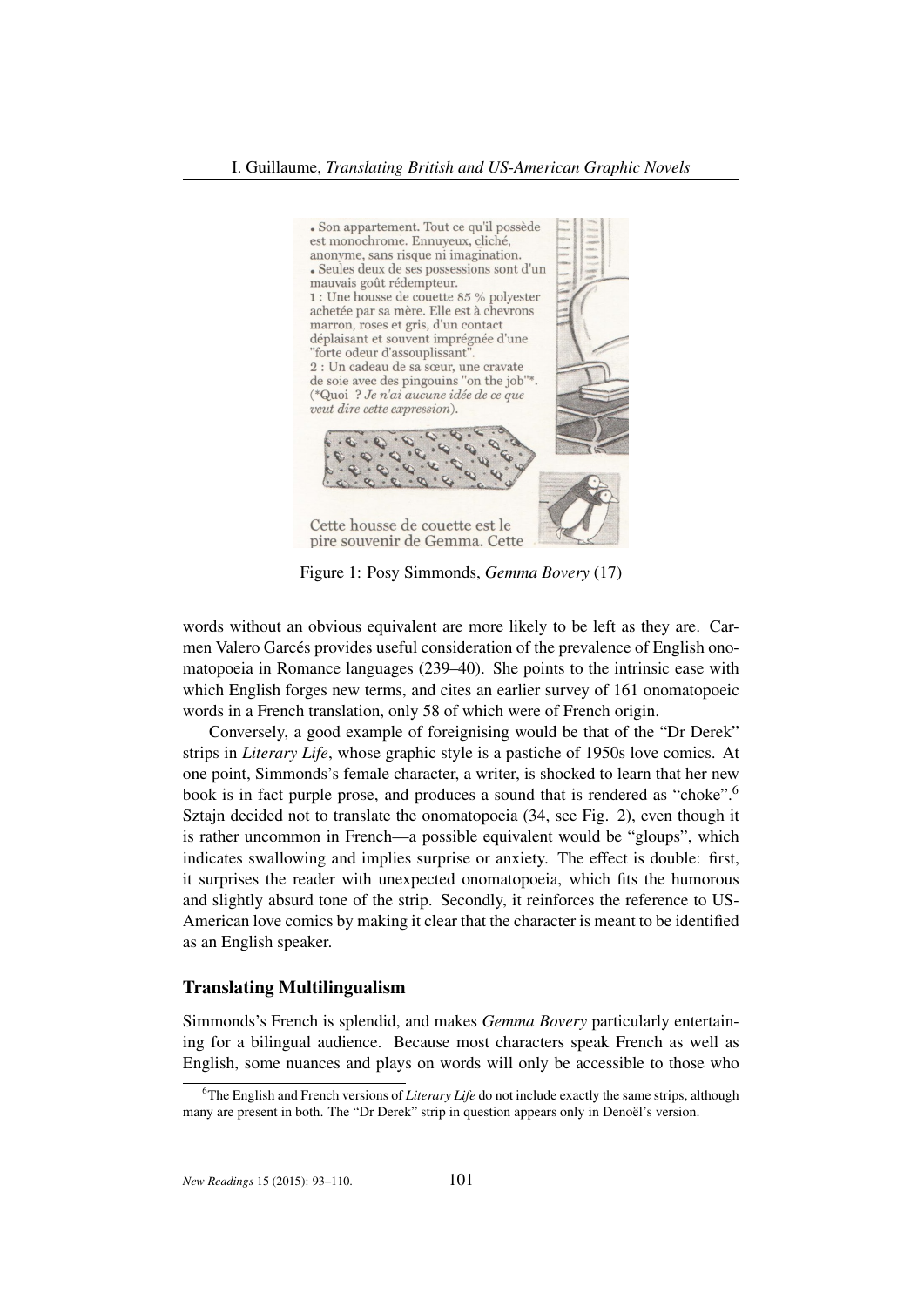• Son appartement. Tout ce qu'il possède est monochrome. Ennuyeux, cliché, anonyme, sans risque ni imagination.
• Seules deux de ses possessions sont d'un mauvais goût rédempteur.
1 : Une housse de couette 85 % polyester achetée par sa mère. Elle est à chevrons marron, roses et gris, d'un contact déplaisant et souvent imprégnée d'une "forte odeur d'assouplissant".
2 : Un cadeau de sa sœur, une cravate de soie avec des pingouins "on the job"*. (*Quoi ? *Je n'ai aucune idée de ce que veut dire cette expression*).

Cette housse de couette est le pire souvenir de Gemma. Cette

Figure 1: Posy Simmonds, *Gemma Bovery* (17)

words without an obvious equivalent are more likely to be left as they are. Carmen Valero Garcés provides useful consideration of the prevalence of English onomatopoeia in Romance languages (239–40). She points to the intrinsic ease with which English forges new terms, and cites an earlier survey of 161 onomatopoeic words in a French translation, only 58 of which were of French origin.

Conversely, a good example of foreignising would be that of the "Dr Derek" strips in *Literary Life*, whose graphic style is a pastiche of 1950s love comics. At one point, Simmonds's female character, a writer, is shocked to learn that her new book is in fact purple prose, and produces a sound that is rendered as "choke".[6] Sztajn decided not to translate the onomatopoeia (34, see Fig. 2), even though it is rather uncommon in French—a possible equivalent would be "gloups", which indicates swallowing and implies surprise or anxiety. The effect is double: first, it surprises the reader with unexpected onomatopoeia, which fits the humorous and slightly absurd tone of the strip. Secondly, it reinforces the reference to US-American love comics by making it clear that the character is meant to be identified as an English speaker.

## Translating Multilingualism

Simmonds's French is splendid, and makes *Gemma Bovery* particularly entertaining for a bilingual audience. Because most characters speak French as well as English, some nuances and plays on words will only be accessible to those who

[6] The English and French versions of *Literary Life* do not include exactly the same strips, although many are present in both. The "Dr Derek" strip in question appears only in Denoël's version.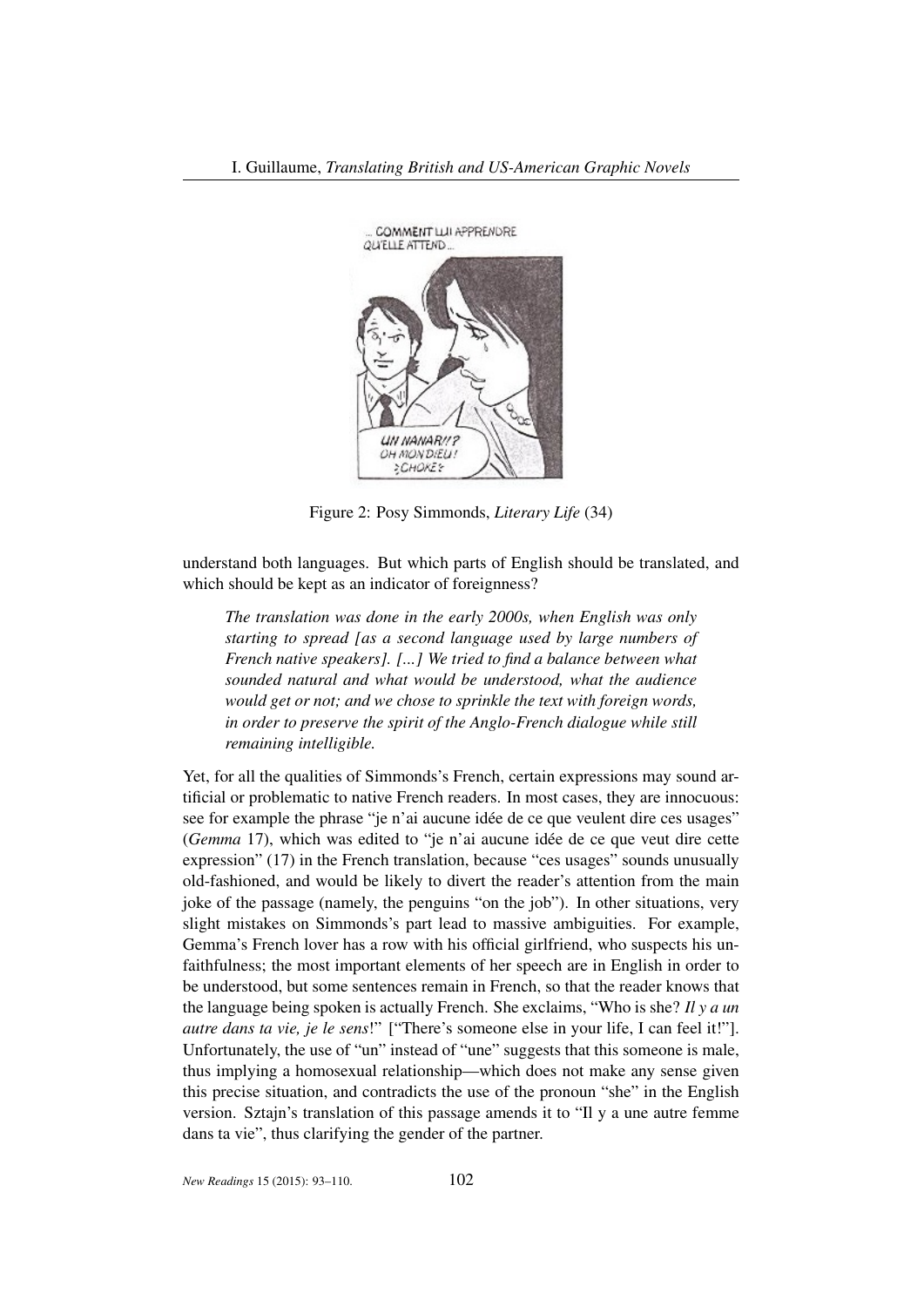Figure 2: Posy Simmonds, *Literary Life* (34)

understand both languages. But which parts of English should be translated, and which should be kept as an indicator of foreignness?

> *The translation was done in the early 2000s, when English was only starting to spread [as a second language used by large numbers of French native speakers]. [...] We tried to find a balance between what sounded natural and what would be understood, what the audience would get or not; and we chose to sprinkle the text with foreign words, in order to preserve the spirit of the Anglo-French dialogue while still remaining intelligible.*

Yet, for all the qualities of Simmonds's French, certain expressions may sound artificial or problematic to native French readers. In most cases, they are innocuous: see for example the phrase "je n'ai aucune idée de ce que veulent dire ces usages" (*Gemma* 17), which was edited to "je n'ai aucune idée de ce que veut dire cette expression" (17) in the French translation, because "ces usages" sounds unusually old-fashioned, and would be likely to divert the reader's attention from the main joke of the passage (namely, the penguins "on the job"). In other situations, very slight mistakes on Simmonds's part lead to massive ambiguities. For example, Gemma's French lover has a row with his official girlfriend, who suspects his unfaithfulness; the most important elements of her speech are in English in order to be understood, but some sentences remain in French, so that the reader knows that the language being spoken is actually French. She exclaims, "Who is she? *Il y a un autre dans ta vie, je le sens*!" ["There's someone else in your life, I can feel it!"]. Unfortunately, the use of "un" instead of "une" suggests that this someone is male, thus implying a homosexual relationship—which does not make any sense given this precise situation, and contradicts the use of the pronoun "she" in the English version. Sztajn's translation of this passage amends it to "Il y a une autre femme dans ta vie", thus clarifying the gender of the partner.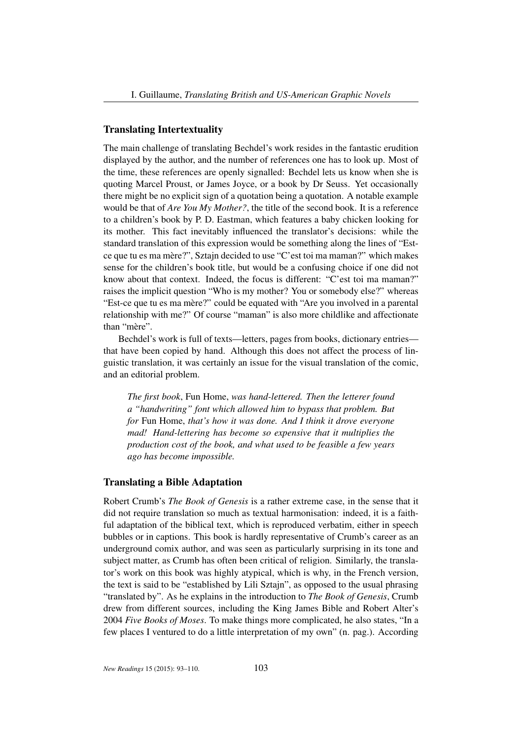## Translating Intertextuality

The main challenge of translating Bechdel's work resides in the fantastic erudition displayed by the author, and the number of references one has to look up. Most of the time, these references are openly signalled: Bechdel lets us know when she is quoting Marcel Proust, or James Joyce, or a book by Dr Seuss. Yet occasionally there might be no explicit sign of a quotation being a quotation. A notable example would be that of *Are You My Mother?*, the title of the second book. It is a reference to a children's book by P. D. Eastman, which features a baby chicken looking for its mother. This fact inevitably influenced the translator's decisions: while the standard translation of this expression would be something along the lines of "Est-ce que tu es ma mère?", Sztajn decided to use "C'est toi ma maman?" which makes sense for the children's book title, but would be a confusing choice if one did not know about that context. Indeed, the focus is different: "C'est toi ma maman?" raises the implicit question "Who is my mother? You or somebody else?" whereas "Est-ce que tu es ma mère?" could be equated with "Are you involved in a parental relationship with me?" Of course "maman" is also more childlike and affectionate than "mère".

Bechdel's work is full of texts—letters, pages from books, dictionary entries—that have been copied by hand. Although this does not affect the process of linguistic translation, it was certainly an issue for the visual translation of the comic, and an editorial problem.

> *The first book*, Fun Home, *was hand-lettered. Then the letterer found a "handwriting" font which allowed him to bypass that problem. But for* Fun Home, *that's how it was done. And I think it drove everyone mad! Hand-lettering has become so expensive that it multiplies the production cost of the book, and what used to be feasible a few years ago has become impossible.*

## Translating a Bible Adaptation

Robert Crumb's *The Book of Genesis* is a rather extreme case, in the sense that it did not require translation so much as textual harmonisation: indeed, it is a faithful adaptation of the biblical text, which is reproduced verbatim, either in speech bubbles or in captions. This book is hardly representative of Crumb's career as an underground comix author, and was seen as particularly surprising in its tone and subject matter, as Crumb has often been critical of religion. Similarly, the translator's work on this book was highly atypical, which is why, in the French version, the text is said to be "established by Lili Sztajn", as opposed to the usual phrasing "translated by". As he explains in the introduction to *The Book of Genesis*, Crumb drew from different sources, including the King James Bible and Robert Alter's 2004 *Five Books of Moses*. To make things more complicated, he also states, "In a few places I ventured to do a little interpretation of my own" (n. pag.). According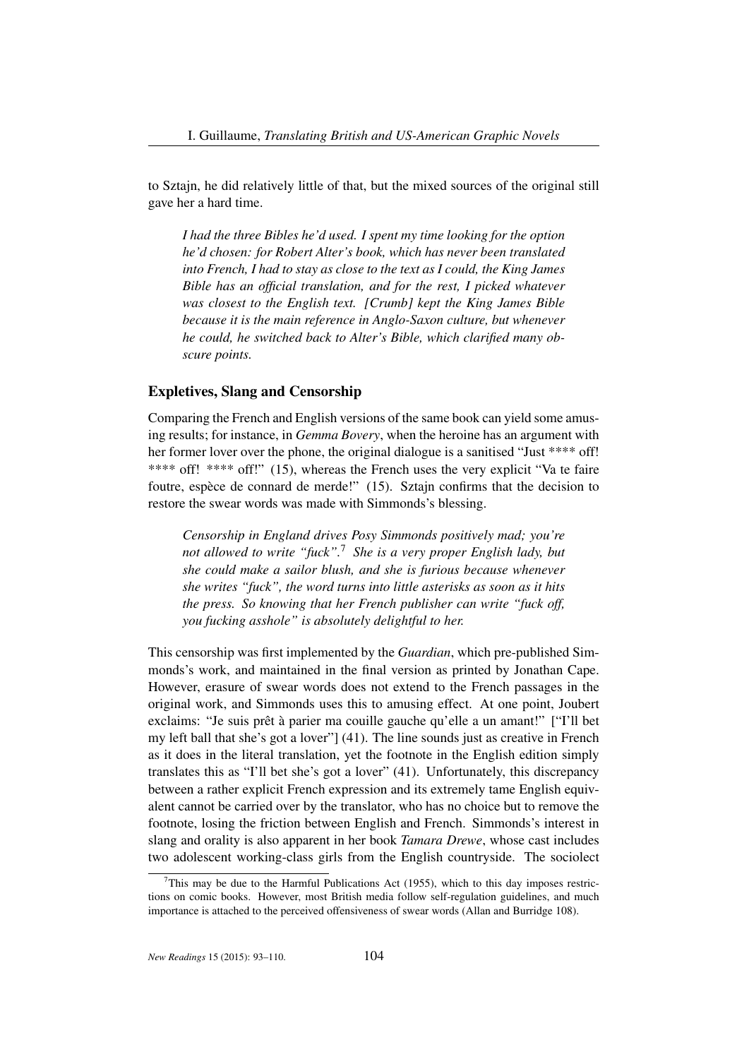to Sztajn, he did relatively little of that, but the mixed sources of the original still gave her a hard time.

> *I had the three Bibles he'd used. I spent my time looking for the option he'd chosen: for Robert Alter's book, which has never been translated into French, I had to stay as close to the text as I could, the King James Bible has an official translation, and for the rest, I picked whatever was closest to the English text. [Crumb] kept the King James Bible because it is the main reference in Anglo-Saxon culture, but whenever he could, he switched back to Alter's Bible, which clarified many obscure points.*

### Expletives, Slang and Censorship

Comparing the French and English versions of the same book can yield some amusing results; for instance, in *Gemma Bovery*, when the heroine has an argument with her former lover over the phone, the original dialogue is a sanitised "Just **** off! **** off! **** off!" (15), whereas the French uses the very explicit "Va te faire foutre, espèce de connard de merde!" (15). Sztajn confirms that the decision to restore the swear words was made with Simmonds's blessing.

> *Censorship in England drives Posy Simmonds positively mad; you're not allowed to write "fuck".*[7] *She is a very proper English lady, but she could make a sailor blush, and she is furious because whenever she writes "fuck", the word turns into little asterisks as soon as it hits the press. So knowing that her French publisher can write "fuck off, you fucking asshole" is absolutely delightful to her.*

This censorship was first implemented by the *Guardian*, which pre-published Simmonds's work, and maintained in the final version as printed by Jonathan Cape. However, erasure of swear words does not extend to the French passages in the original work, and Simmonds uses this to amusing effect. At one point, Joubert exclaims: "Je suis prêt à parier ma couille gauche qu'elle a un amant!" ["I'll bet my left ball that she's got a lover"] (41). The line sounds just as creative in French as it does in the literal translation, yet the footnote in the English edition simply translates this as "I'll bet she's got a lover" (41). Unfortunately, this discrepancy between a rather explicit French expression and its extremely tame English equivalent cannot be carried over by the translator, who has no choice but to remove the footnote, losing the friction between English and French. Simmonds's interest in slang and orality is also apparent in her book *Tamara Drewe*, whose cast includes two adolescent working-class girls from the English countryside. The sociolect

---

[7] This may be due to the Harmful Publications Act (1955), which to this day imposes restrictions on comic books. However, most British media follow self-regulation guidelines, and much importance is attached to the perceived offensiveness of swear words (Allan and Burridge 108).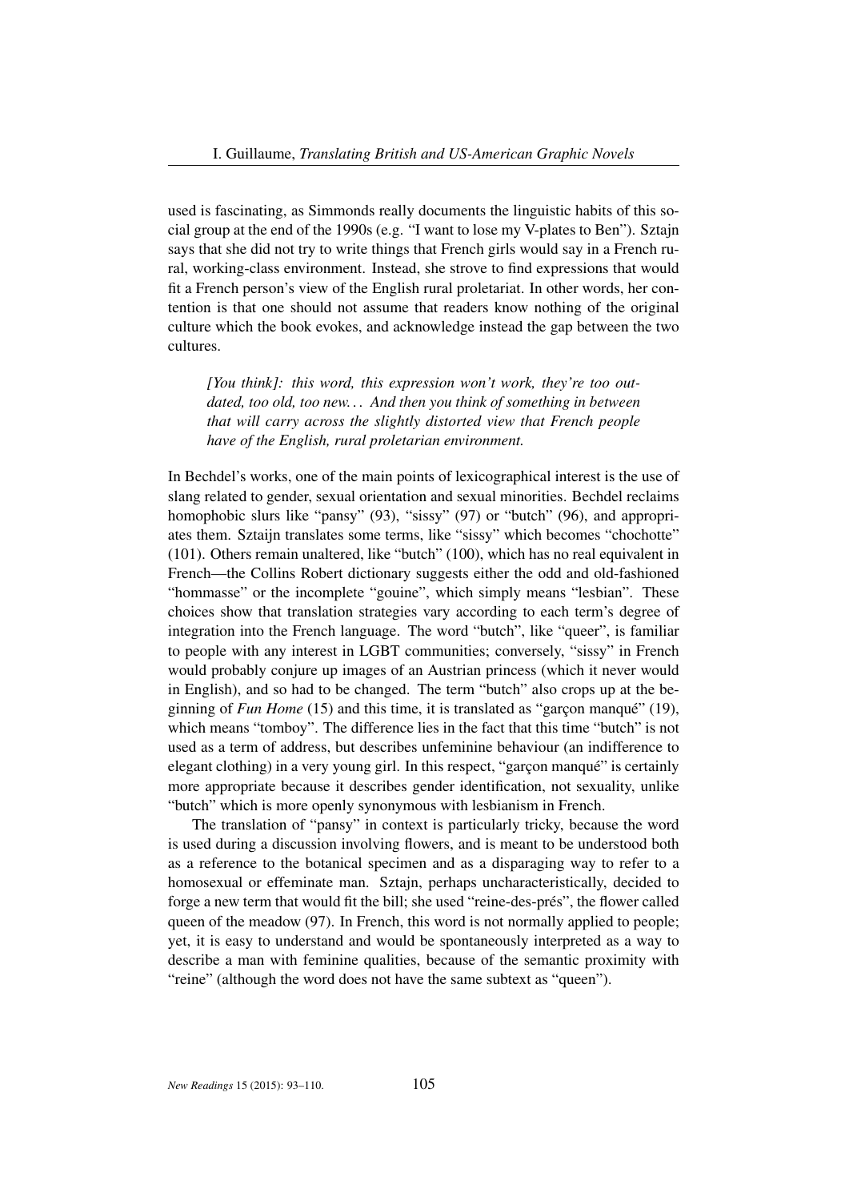used is fascinating, as Simmonds really documents the linguistic habits of this social group at the end of the 1990s (e.g. "I want to lose my V-plates to Ben"). Sztajn says that she did not try to write things that French girls would say in a French rural, working-class environment. Instead, she strove to find expressions that would fit a French person's view of the English rural proletariat. In other words, her contention is that one should not assume that readers know nothing of the original culture which the book evokes, and acknowledge instead the gap between the two cultures.

> *[You think]: this word, this expression won't work, they're too outdated, too old, too new... And then you think of something in between that will carry across the slightly distorted view that French people have of the English, rural proletarian environment.*

In Bechdel's works, one of the main points of lexicographical interest is the use of slang related to gender, sexual orientation and sexual minorities. Bechdel reclaims homophobic slurs like "pansy" (93), "sissy" (97) or "butch" (96), and appropriates them. Sztaijn translates some terms, like "sissy" which becomes "chochotte" (101). Others remain unaltered, like "butch" (100), which has no real equivalent in French—the Collins Robert dictionary suggests either the odd and old-fashioned "hommasse" or the incomplete "gouine", which simply means "lesbian". These choices show that translation strategies vary according to each term's degree of integration into the French language. The word "butch", like "queer", is familiar to people with any interest in LGBT communities; conversely, "sissy" in French would probably conjure up images of an Austrian princess (which it never would in English), and so had to be changed. The term "butch" also crops up at the beginning of *Fun Home* (15) and this time, it is translated as "garçon manqué" (19), which means "tomboy". The difference lies in the fact that this time "butch" is not used as a term of address, but describes unfeminine behaviour (an indifference to elegant clothing) in a very young girl. In this respect, "garçon manqué" is certainly more appropriate because it describes gender identification, not sexuality, unlike "butch" which is more openly synonymous with lesbianism in French.

The translation of "pansy" in context is particularly tricky, because the word is used during a discussion involving flowers, and is meant to be understood both as a reference to the botanical specimen and as a disparaging way to refer to a homosexual or effeminate man. Sztajn, perhaps uncharacteristically, decided to forge a new term that would fit the bill; she used "reine-des-prés", the flower called queen of the meadow (97). In French, this word is not normally applied to people; yet, it is easy to understand and would be spontaneously interpreted as a way to describe a man with feminine qualities, because of the semantic proximity with "reine" (although the word does not have the same subtext as "queen").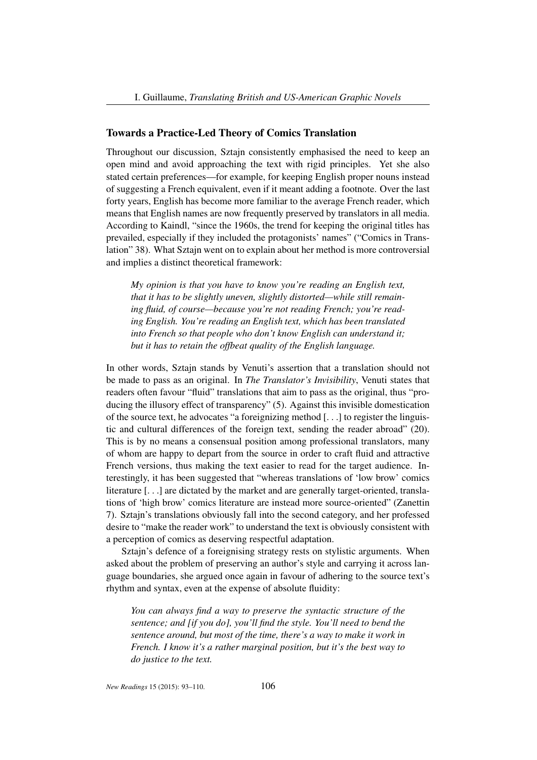## Towards a Practice-Led Theory of Comics Translation

Throughout our discussion, Sztajn consistently emphasised the need to keep an open mind and avoid approaching the text with rigid principles. Yet she also stated certain preferences—for example, for keeping English proper nouns instead of suggesting a French equivalent, even if it meant adding a footnote. Over the last forty years, English has become more familiar to the average French reader, which means that English names are now frequently preserved by translators in all media. According to Kaindl, "since the 1960s, the trend for keeping the original titles has prevailed, especially if they included the protagonists' names" ("Comics in Translation" 38). What Sztajn went on to explain about her method is more controversial and implies a distinct theoretical framework:

> *My opinion is that you have to know you're reading an English text, that it has to be slightly uneven, slightly distorted—while still remaining fluid, of course—because you're not reading French; you're reading English. You're reading an English text, which has been translated into French so that people who don't know English can understand it; but it has to retain the offbeat quality of the English language.*

In other words, Sztajn stands by Venuti's assertion that a translation should not be made to pass as an original. In *The Translator's Invisibility*, Venuti states that readers often favour "fluid" translations that aim to pass as the original, thus "producing the illusory effect of transparency" (5). Against this invisible domestication of the source text, he advocates "a foreignizing method [. . .] to register the linguistic and cultural differences of the foreign text, sending the reader abroad" (20). This is by no means a consensual position among professional translators, many of whom are happy to depart from the source in order to craft fluid and attractive French versions, thus making the text easier to read for the target audience. Interestingly, it has been suggested that "whereas translations of 'low brow' comics literature [. . .] are dictated by the market and are generally target-oriented, translations of 'high brow' comics literature are instead more source-oriented" (Zanettin 7). Sztajn's translations obviously fall into the second category, and her professed desire to "make the reader work" to understand the text is obviously consistent with a perception of comics as deserving respectful adaptation.

Sztajn's defence of a foreignising strategy rests on stylistic arguments. When asked about the problem of preserving an author's style and carrying it across language boundaries, she argued once again in favour of adhering to the source text's rhythm and syntax, even at the expense of absolute fluidity:

> *You can always find a way to preserve the syntactic structure of the sentence; and [if you do], you'll find the style. You'll need to bend the sentence around, but most of the time, there's a way to make it work in French. I know it's a rather marginal position, but it's the best way to do justice to the text.*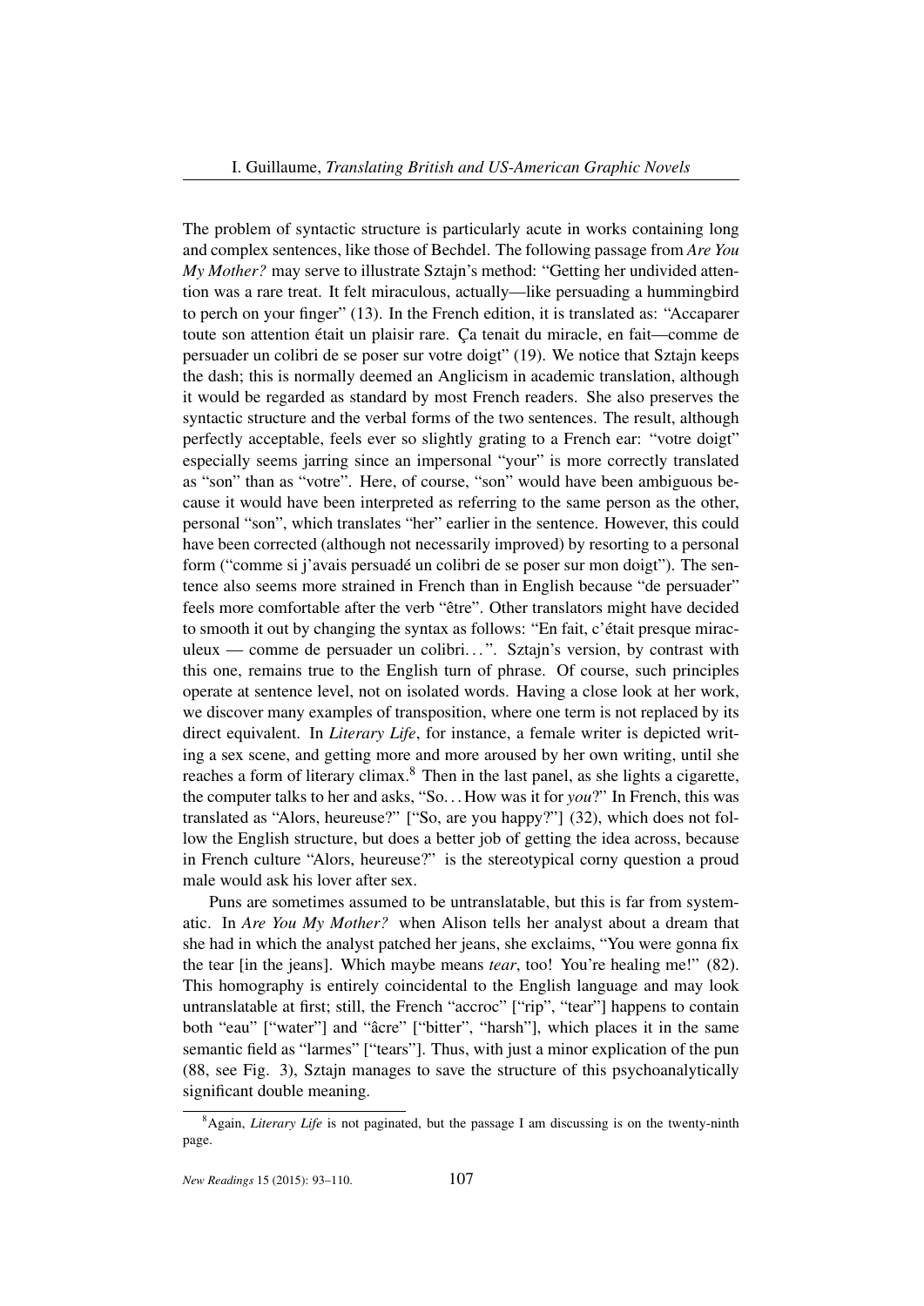The problem of syntactic structure is particularly acute in works containing long and complex sentences, like those of Bechdel. The following passage from *Are You My Mother?* may serve to illustrate Sztajn's method: "Getting her undivided attention was a rare treat. It felt miraculous, actually—like persuading a hummingbird to perch on your finger" (13). In the French edition, it is translated as: "Accaparer toute son attention était un plaisir rare. Ça tenait du miracle, en fait—comme de persuader un colibri de se poser sur votre doigt" (19). We notice that Sztajn keeps the dash; this is normally deemed an Anglicism in academic translation, although it would be regarded as standard by most French readers. She also preserves the syntactic structure and the verbal forms of the two sentences. The result, although perfectly acceptable, feels ever so slightly grating to a French ear: "votre doigt" especially seems jarring since an impersonal "your" is more correctly translated as "son" than as "votre". Here, of course, "son" would have been ambiguous because it would have been interpreted as referring to the same person as the other, personal "son", which translates "her" earlier in the sentence. However, this could have been corrected (although not necessarily improved) by resorting to a personal form ("comme si j'avais persuadé un colibri de se poser sur mon doigt"). The sentence also seems more strained in French than in English because "de persuader" feels more comfortable after the verb "être". Other translators might have decided to smooth it out by changing the syntax as follows: "En fait, c'était presque miraculeux — comme de persuader un colibri...". Sztajn's version, by contrast with this one, remains true to the English turn of phrase. Of course, such principles operate at sentence level, not on isolated words. Having a close look at her work, we discover many examples of transposition, where one term is not replaced by its direct equivalent. In *Literary Life*, for instance, a female writer is depicted writing a sex scene, and getting more and more aroused by her own writing, until she reaches a form of literary climax.[8] Then in the last panel, as she lights a cigarette, the computer talks to her and asks, "So...How was it for *you*?" In French, this was translated as "Alors, heureuse?" ["So, are you happy?"] (32), which does not follow the English structure, but does a better job of getting the idea across, because in French culture "Alors, heureuse?" is the stereotypical corny question a proud male would ask his lover after sex.

Puns are sometimes assumed to be untranslatable, but this is far from systematic. In *Are You My Mother?* when Alison tells her analyst about a dream that she had in which the analyst patched her jeans, she exclaims, "You were gonna fix the tear [in the jeans]. Which maybe means *tear*, too! You're healing me!" (82). This homography is entirely coincidental to the English language and may look untranslatable at first; still, the French "accroc" ["rip", "tear"] happens to contain both "eau" ["water"] and "âcre" ["bitter", "harsh"], which places it in the same semantic field as "larmes" ["tears"]. Thus, with just a minor explication of the pun (88, see Fig. 3), Sztajn manages to save the structure of this psychoanalytically significant double meaning.

[8] Again, *Literary Life* is not paginated, but the passage I am discussing is on the twenty-ninth page.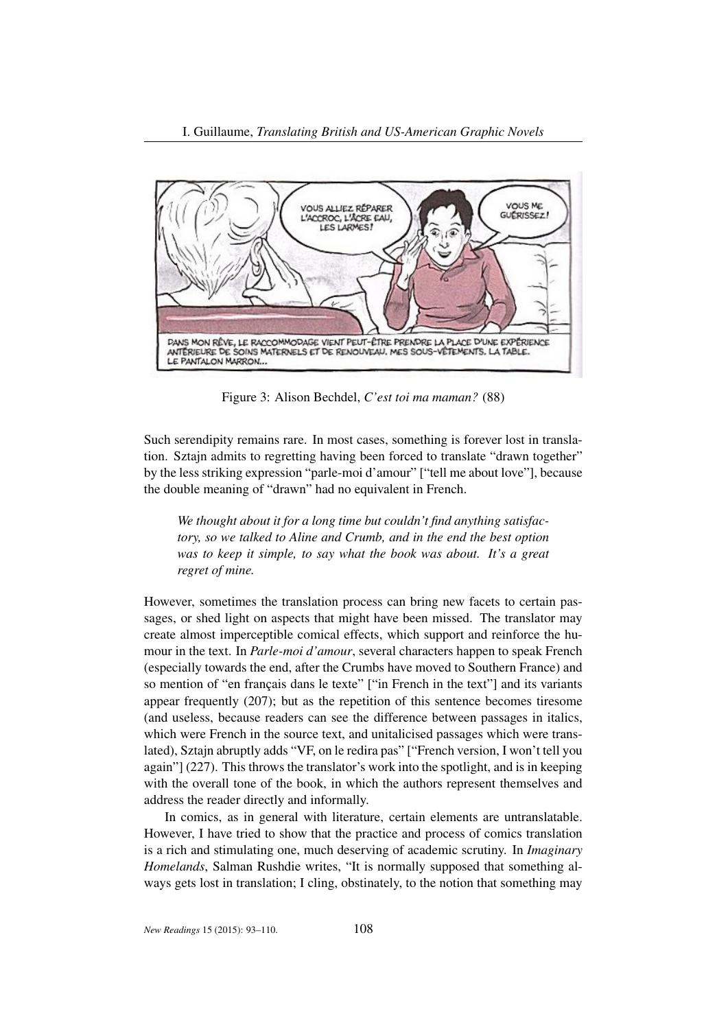Figure 3: Alison Bechdel, *C'est toi ma maman?* (88)

Such serendipity remains rare. In most cases, something is forever lost in translation. Sztajn admits to regretting having been forced to translate "drawn together" by the less striking expression "parle-moi d'amour" ["tell me about love"], because the double meaning of "drawn" had no equivalent in French.

> *We thought about it for a long time but couldn't find anything satisfactory, so we talked to Aline and Crumb, and in the end the best option was to keep it simple, to say what the book was about. It's a great regret of mine.*

However, sometimes the translation process can bring new facets to certain passages, or shed light on aspects that might have been missed. The translator may create almost imperceptible comical effects, which support and reinforce the humour in the text. In *Parle-moi d'amour*, several characters happen to speak French (especially towards the end, after the Crumbs have moved to Southern France) and so mention of "en français dans le texte" ["in French in the text"] and its variants appear frequently (207); but as the repetition of this sentence becomes tiresome (and useless, because readers can see the difference between passages in italics, which were French in the source text, and unitalicised passages which were translated), Sztajn abruptly adds "VF, on le redira pas" ["French version, I won't tell you again"] (227). This throws the translator's work into the spotlight, and is in keeping with the overall tone of the book, in which the authors represent themselves and address the reader directly and informally.

In comics, as in general with literature, certain elements are untranslatable. However, I have tried to show that the practice and process of comics translation is a rich and stimulating one, much deserving of academic scrutiny. In *Imaginary Homelands*, Salman Rushdie writes, "It is normally supposed that something always gets lost in translation; I cling, obstinately, to the notion that something may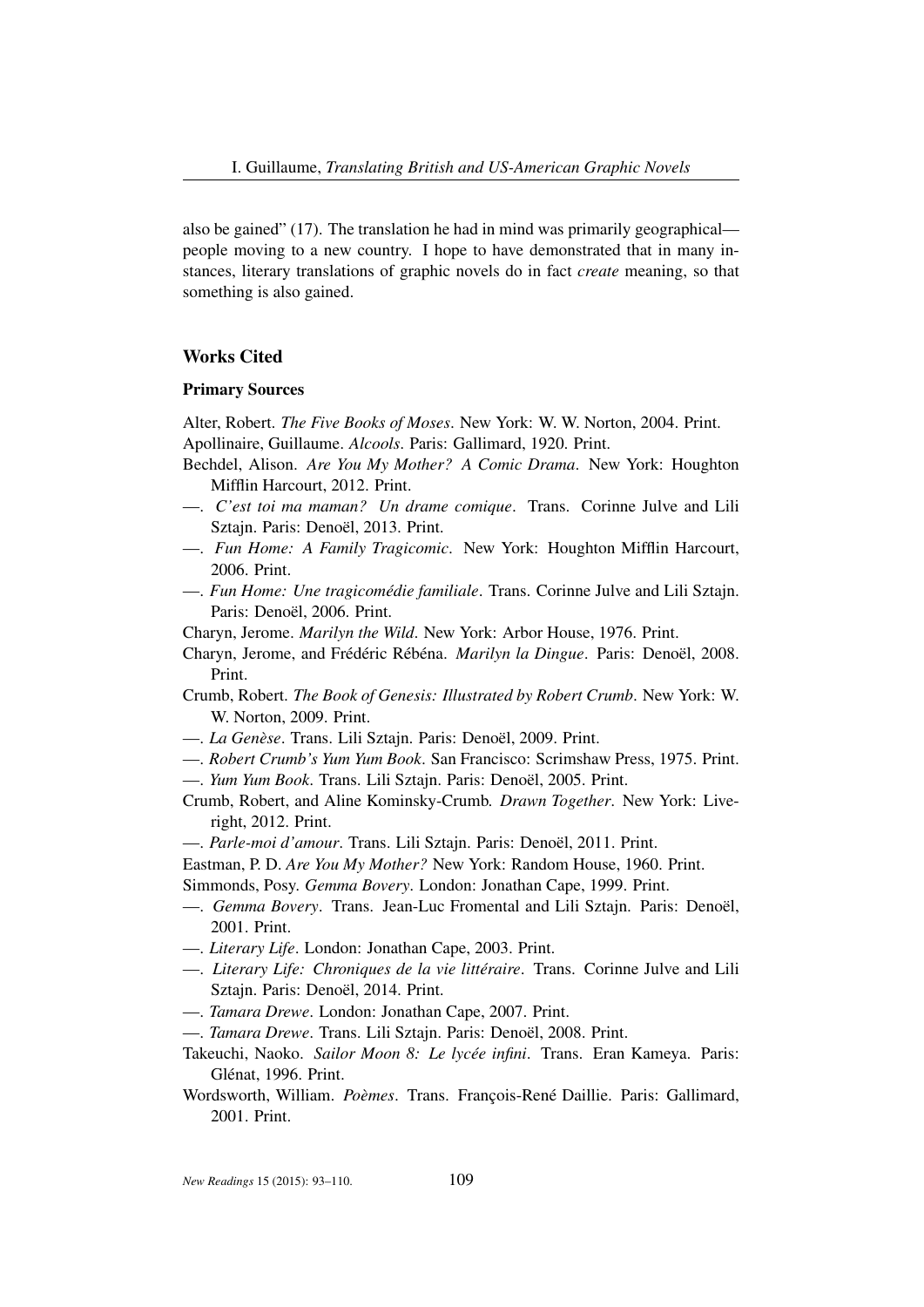also be gained" (17). The translation he had in mind was primarily geographical—people moving to a new country. I hope to have demonstrated that in many instances, literary translations of graphic novels do in fact *create* meaning, so that something is also gained.

## Works Cited

### Primary Sources

Alter, Robert. *The Five Books of Moses*. New York: W. W. Norton, 2004. Print.

Apollinaire, Guillaume. *Alcools*. Paris: Gallimard, 1920. Print.

Bechdel, Alison. *Are You My Mother? A Comic Drama*. New York: Houghton Mifflin Harcourt, 2012. Print.

—. *C'est toi ma maman? Un drame comique*. Trans. Corinne Julve and Lili Sztajn. Paris: Denoël, 2013. Print.

—. *Fun Home: A Family Tragicomic*. New York: Houghton Mifflin Harcourt, 2006. Print.

—. *Fun Home: Une tragicomédie familiale*. Trans. Corinne Julve and Lili Sztajn. Paris: Denoël, 2006. Print.

Charyn, Jerome. *Marilyn the Wild*. New York: Arbor House, 1976. Print.

Charyn, Jerome, and Frédéric Rébéna. *Marilyn la Dingue*. Paris: Denoël, 2008. Print.

Crumb, Robert. *The Book of Genesis: Illustrated by Robert Crumb*. New York: W. W. Norton, 2009. Print.

—. *La Genèse*. Trans. Lili Sztajn. Paris: Denoël, 2009. Print.

—. *Robert Crumb's Yum Yum Book*. San Francisco: Scrimshaw Press, 1975. Print.

—. *Yum Yum Book*. Trans. Lili Sztajn. Paris: Denoël, 2005. Print.

Crumb, Robert, and Aline Kominsky-Crumb. *Drawn Together*. New York: Liveright, 2012. Print.

—. *Parle-moi d'amour*. Trans. Lili Sztajn. Paris: Denoël, 2011. Print.

Eastman, P. D. *Are You My Mother?* New York: Random House, 1960. Print.

Simmonds, Posy. *Gemma Bovery*. London: Jonathan Cape, 1999. Print.

—. *Gemma Bovery*. Trans. Jean-Luc Fromental and Lili Sztajn. Paris: Denoël, 2001. Print.

—. *Literary Life*. London: Jonathan Cape, 2003. Print.

—. *Literary Life: Chroniques de la vie littéraire*. Trans. Corinne Julve and Lili Sztajn. Paris: Denoël, 2014. Print.

—. *Tamara Drewe*. London: Jonathan Cape, 2007. Print.

—. *Tamara Drewe*. Trans. Lili Sztajn. Paris: Denoël, 2008. Print.

Takeuchi, Naoko. *Sailor Moon 8: Le lycée infini*. Trans. Eran Kameya. Paris: Glénat, 1996. Print.

Wordsworth, William. *Poèmes*. Trans. François-René Daillie. Paris: Gallimard, 2001. Print.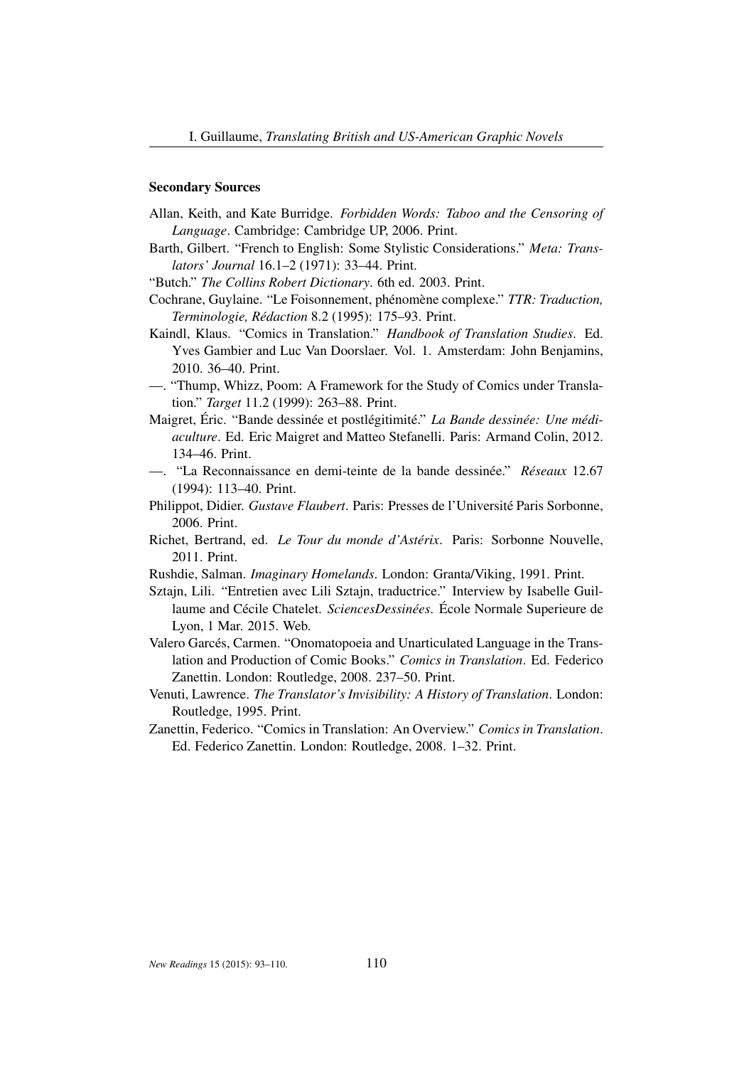### Secondary Sources

Allan, Keith, and Kate Burridge. *Forbidden Words: Taboo and the Censoring of Language*. Cambridge: Cambridge UP, 2006. Print.

Barth, Gilbert. "French to English: Some Stylistic Considerations." *Meta: Translators' Journal* 16.1–2 (1971): 33–44. Print.

"Butch." *The Collins Robert Dictionary*. 6th ed. 2003. Print.

Cochrane, Guylaine. "Le Foisonnement, phénomène complexe." *TTR: Traduction, Terminologie, Rédaction* 8.2 (1995): 175–93. Print.

Kaindl, Klaus. "Comics in Translation." *Handbook of Translation Studies*. Ed. Yves Gambier and Luc Van Doorslaer. Vol. 1. Amsterdam: John Benjamins, 2010. 36–40. Print.

—. "Thump, Whizz, Poom: A Framework for the Study of Comics under Translation." *Target* 11.2 (1999): 263–88. Print.

Maigret, Éric. "Bande dessinée et postlégitimité." *La Bande dessinée: Une médiaculture*. Ed. Eric Maigret and Matteo Stefanelli. Paris: Armand Colin, 2012. 134–46. Print.

—. "La Reconnaissance en demi-teinte de la bande dessinée." *Réseaux* 12.67 (1994): 113–40. Print.

Philippot, Didier. *Gustave Flaubert*. Paris: Presses de l'Université Paris Sorbonne, 2006. Print.

Richet, Bertrand, ed. *Le Tour du monde d'Astérix*. Paris: Sorbonne Nouvelle, 2011. Print.

Rushdie, Salman. *Imaginary Homelands*. London: Granta/Viking, 1991. Print.

Sztajn, Lili. "Entretien avec Lili Sztajn, traductrice." Interview by Isabelle Guillaume and Cécile Chatelet. *SciencesDessinées*. École Normale Superieure de Lyon, 1 Mar. 2015. Web.

Valero Garcés, Carmen. "Onomatopoeia and Unarticulated Language in the Translation and Production of Comic Books." *Comics in Translation*. Ed. Federico Zanettin. London: Routledge, 2008. 237–50. Print.

Venuti, Lawrence. *The Translator's Invisibility: A History of Translation*. London: Routledge, 1995. Print.

Zanettin, Federico. "Comics in Translation: An Overview." *Comics in Translation*. Ed. Federico Zanettin. London: Routledge, 2008. 1–32. Print.